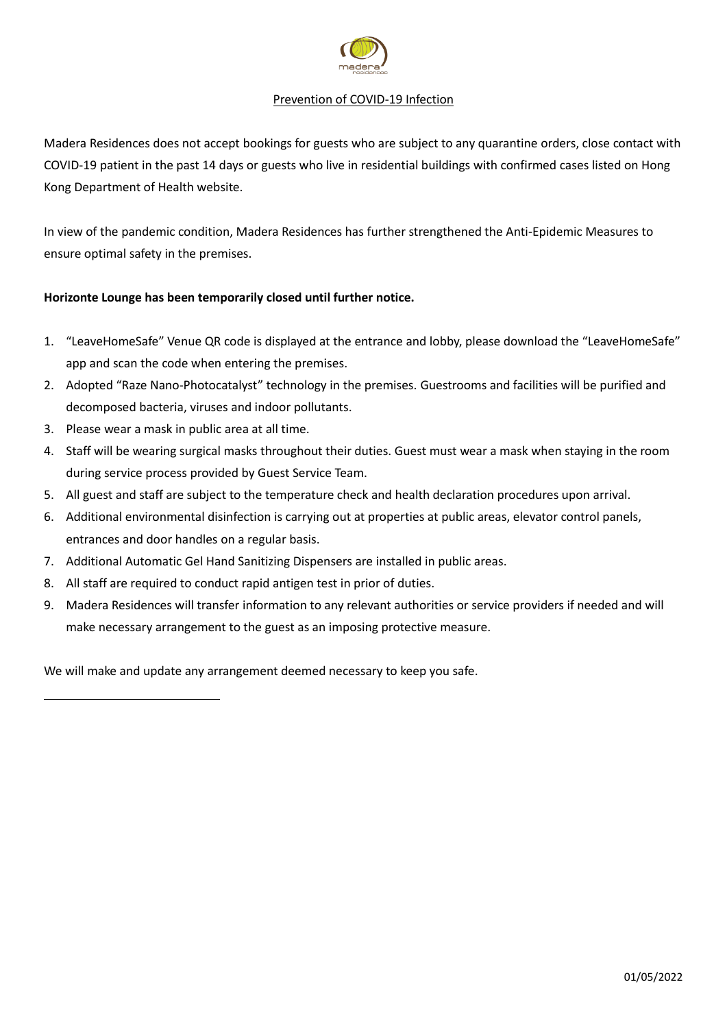# Prevention of COVID-19 Infection

Madera Residences does not accept bookings for guests who are subject to any quarantine orders, close contact with COVID-19 patient in the past 14 days or guests who live in residential buildings with confirmed cases listed on Hong Kong Department of Health website.

In view of the pandemic condition, Madera Residences has further strengthened the Anti-Epidemic Measures to ensure optimal safety in the premises.

**Horizonte Lounge has been temporarily closed until further notice.**

1. "LeaveHomeSafe" Venue QR code is displayed at the entrance and lobby, please download the "LeaveHomeSafe" app and scan the code when entering the premises.
2. Adopted "Raze Nano-Photocatalyst" technology in the premises. Guestrooms and facilities will be purified and decomposed bacteria, viruses and indoor pollutants.
3. Please wear a mask in public area at all time.
4. Staff will be wearing surgical masks throughout their duties. Guest must wear a mask when staying in the room during service process provided by Guest Service Team.
5. All guest and staff are subject to the temperature check and health declaration procedures upon arrival.
6. Additional environmental disinfection is carrying out at properties at public areas, elevator control panels, entrances and door handles on a regular basis.
7. Additional Automatic Gel Hand Sanitizing Dispensers are installed in public areas.
8. All staff are required to conduct rapid antigen test in prior of duties.
9. Madera Residences will transfer information to any relevant authorities or service providers if needed and will make necessary arrangement to the guest as an imposing protective measure.

We will make and update any arrangement deemed necessary to keep you safe.

01/05/2022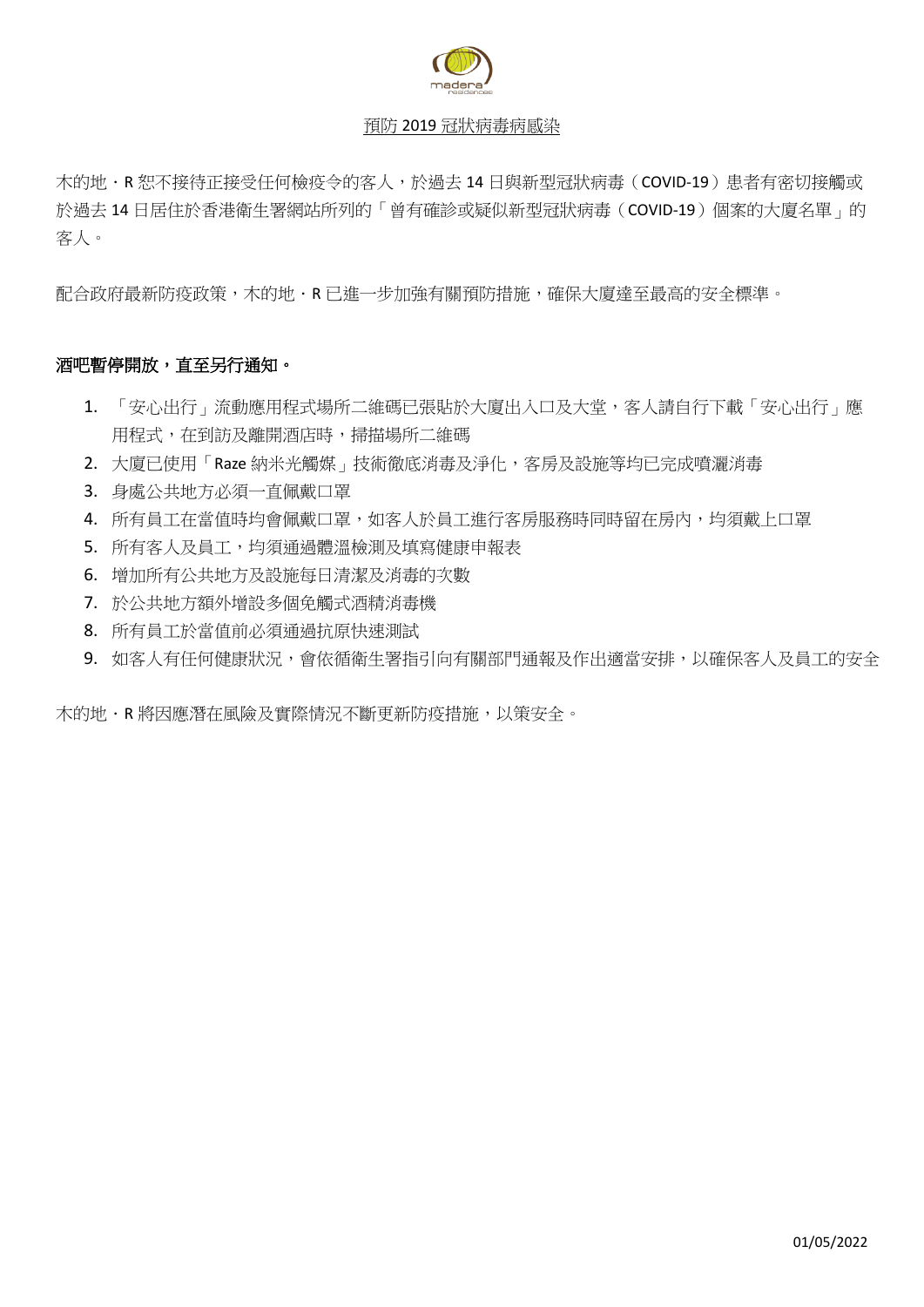<u>預防 2019 冠狀病毒病感染</u>

木的地・R 恕不接待正接受任何檢疫令的客人，於過去 14 日與新型冠狀病毒（COVID-19）患者有密切接觸或於過去 14 日居住於香港衛生署網站所列的「曾有確診或疑似新型冠狀病毒（COVID-19）個案的大廈名單」的客人。

配合政府最新防疫政策，木的地・R 已進一步加強有關預防措施，確保大廈達至最高的安全標準。

**酒吧暫停開放，直至另行通知。**

1. 「安心出行」流動應用程式場所二維碼已張貼於大廈出入口及大堂，客人請自行下載「安心出行」應用程式，在到訪及離開酒店時，掃描場所二維碼
2. 大廈已使用「Raze 納米光觸媒」技術徹底消毒及淨化，客房及設施等均已完成噴灑消毒
3. 身處公共地方必須一直佩戴口罩
4. 所有員工在當值時均會佩戴口罩，如客人於員工進行客房服務時同時留在房內，均須戴上口罩
5. 所有客人及員工，均須通過體溫檢測及填寫健康申報表
6. 增加所有公共地方及設施每日清潔及消毒的次數
7. 於公共地方額外增設多個免觸式酒精消毒機
8. 所有員工於當值前必須通過抗原快速測試
9. 如客人有任何健康狀況，會依循衛生署指引向有關部門通報及作出適當安排，以確保客人及員工的安全

木的地・R 將因應潛在風險及實際情況不斷更新防疫措施，以策安全。

01/05/2022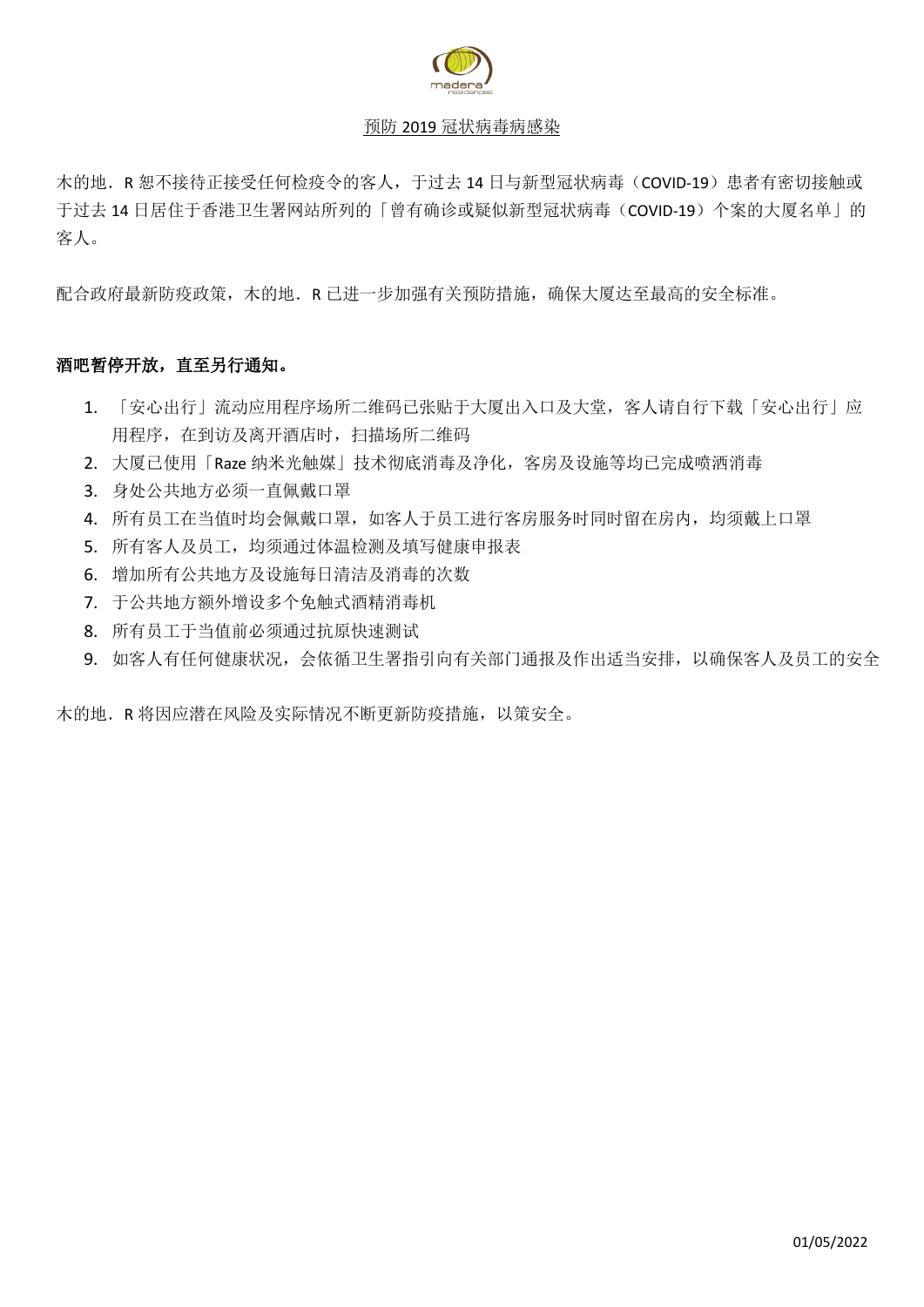预防 2019 冠状病毒病感染

木的地．R 恕不接待正接受任何检疫令的客人，于过去 14 日与新型冠状病毒（COVID-19）患者有密切接触或于过去 14 日居住于香港卫生署网站所列的「曾有确诊或疑似新型冠状病毒（COVID-19）个案的大厦名单」的客人。

配合政府最新防疫政策，木的地．R 已进一步加强有关预防措施，确保大厦达至最高的安全标准。

**酒吧暂停开放，直至另行通知。**

1. 「安心出行」流动应用程序场所二维码已张贴于大厦出入口及大堂，客人请自行下载「安心出行」应用程序，在到访及离开酒店时，扫描场所二维码
2. 大厦已使用「Raze 纳米光触媒」技术彻底消毒及净化，客房及设施等均已完成喷洒消毒
3. 身处公共地方必须一直佩戴口罩
4. 所有员工在当值时均会佩戴口罩，如客人于员工进行客房服务时同时留在房内，均须戴上口罩
5. 所有客人及员工，均须通过体温检测及填写健康申报表
6. 增加所有公共地方及设施每日清洁及消毒的次数
7. 于公共地方额外增设多个免触式酒精消毒机
8. 所有员工于当值前必须通过抗原快速测试
9. 如客人有任何健康状况，会依循卫生署指引向有关部门通报及作出适当安排，以确保客人及员工的安全

木的地．R 将因应潜在风险及实际情况不断更新防疫措施，以策安全。

01/05/2022